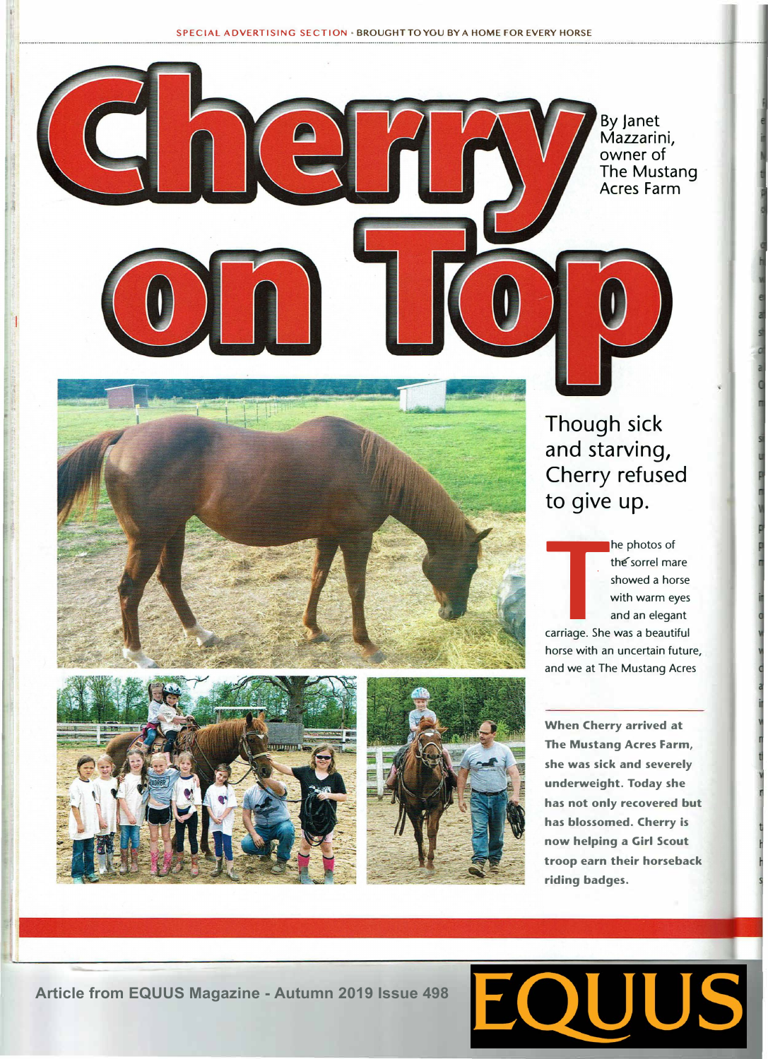SPECIAL ADVERTISING SECTION • BROUGHT TO YOU BY A HOME FOR EVERY HORSE

# Cherry on Top

By Janet Mazzarini, owner of The Mustang Acres Farm

## Though sick and starving, Cherry refused to give up.

The photos of the sorrel mare showed a horse with warm eyes and an elegant carriage. She was a beautiful horse with an uncertain future, and we at The Mustang Acres

**When Cherry arrived at The Mustang Acres Farm, she was sick and severely underweight. Today she has not only recovered but has blossomed. Cherry is now helping a Girl Scout troop earn their horseback riding badges.**

Article from EQUUS Magazine - Autumn 2019 Issue 498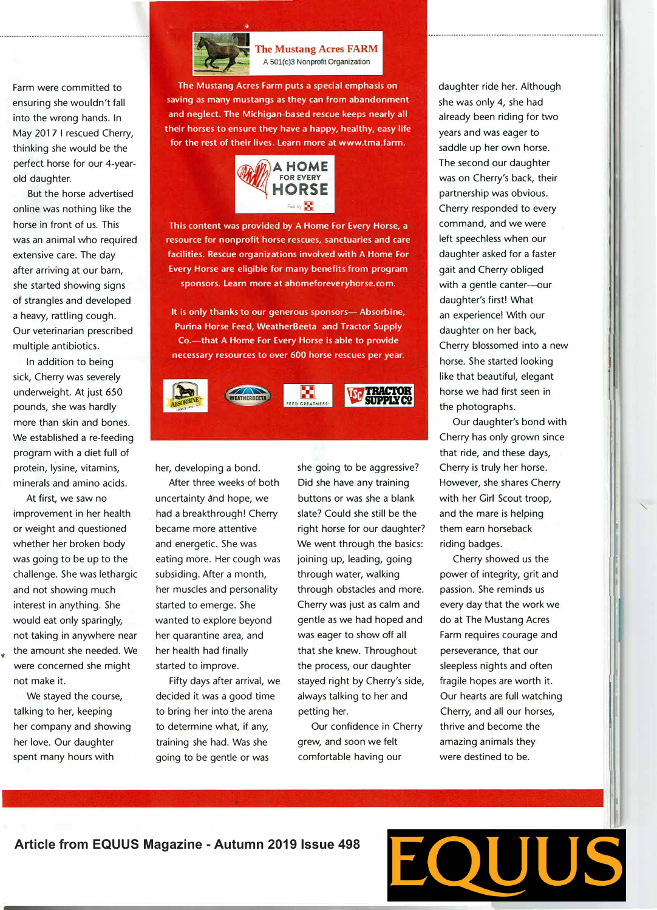Farm were committed to ensuring she wouldn't fall into the wrong hands. In May 2017 I rescued Cherry, thinking she would be the perfect horse for our 4-year-old daughter.

But the horse advertised online was nothing like the horse in front of us. This was an animal who required extensive care. The day after arriving at our barn, she started showing signs of strangles and developed a heavy, rattling cough. Our veterinarian prescribed multiple antibiotics.

In addition to being sick, Cherry was severely underweight. At just 650 pounds, she was hardly more than skin and bones. We established a re-feeding program with a diet full of protein, lysine, vitamins, minerals and amino acids.

At first, we saw no improvement in her health or weight and questioned whether her broken body was going to be up to the challenge. She was lethargic and not showing much interest in anything. She would eat only sparingly, not taking in anywhere near the amount she needed. We were concerned she might not make it.

We stayed the course, talking to her, keeping her company and showing her love. Our daughter spent many hours with her, developing a bond.

After three weeks of both uncertainty and hope, we had a breakthrough! Cherry became more attentive and energetic. She was eating more. Her cough was subsiding. After a month, her muscles and personality started to emerge. She wanted to explore beyond her quarantine area, and her health had finally started to improve.

Fifty days after arrival, we decided it was a good time to bring her into the arena to determine what, if any, training she had. Was she going to be gentle or was she going to be aggressive? Did she have any training buttons or was she a blank slate? Could she still be the right horse for our daughter? We went through the basics: joining up, leading, going through water, walking through obstacles and more. Cherry was just as calm and gentle as we had hoped and was eager to show off all that she knew. Throughout the process, our daughter stayed right by Cherry's side, always talking to her and petting her.

Our confidence in Cherry grew, and soon we felt comfortable having our daughter ride her. Although she was only 4, she had already been riding for two years and was eager to saddle up her own horse. The second our daughter was on Cherry's back, their partnership was obvious. Cherry responded to every command, and we were left speechless when our daughter asked for a faster gait and Cherry obliged with a gentle canter—our daughter's first! What an experience! With our daughter on her back, Cherry blossomed into a new horse. She started looking like that beautiful, elegant horse we had first seen in the photographs.

Our daughter's bond with Cherry has only grown since that ride, and these days, Cherry is truly her horse. However, she shares Cherry with her Girl Scout troop, and the mare is helping them earn horseback riding badges.

Cherry showed us the power of integrity, grit and passion. She reminds us every day that the work we do at The Mustang Acres Farm requires courage and perseverance, that our sleepless nights and often fragile hopes are worth it. Our hearts are full watching Cherry, and all our horses, thrive and become the amazing animals they were destined to be.

---

**The Mustang Acres FARM**
A 501(c)3 Nonprofit Organization

**The Mustang Acres Farm puts a special emphasis on saving as many mustangs as they can from abandonment and neglect. The Michigan-based rescue keeps nearly all their horses to ensure they have a happy, healthy, easy life for the rest of their lives. Learn more at www.tma.farm.**

**A HOME FOR EVERY HORSE**

**This content was provided by A Home For Every Horse, a resource for nonprofit horse rescues, sanctuaries and care facilities. Rescue organizations involved with A Home For Every Horse are eligible for many benefits from program sponsors. Learn more at ahomeforeveryhorse.com.**

**It is only thanks to our generous sponsors— Absorbine, Purina Horse Feed, WeatherBeeta and Tractor Supply Co.—that A Home For Every Horse is able to provide necessary resources to over 600 horse rescues per year.**

---

**Article from EQUUS Magazine - Autumn 2019 Issue 498**

EQUUS